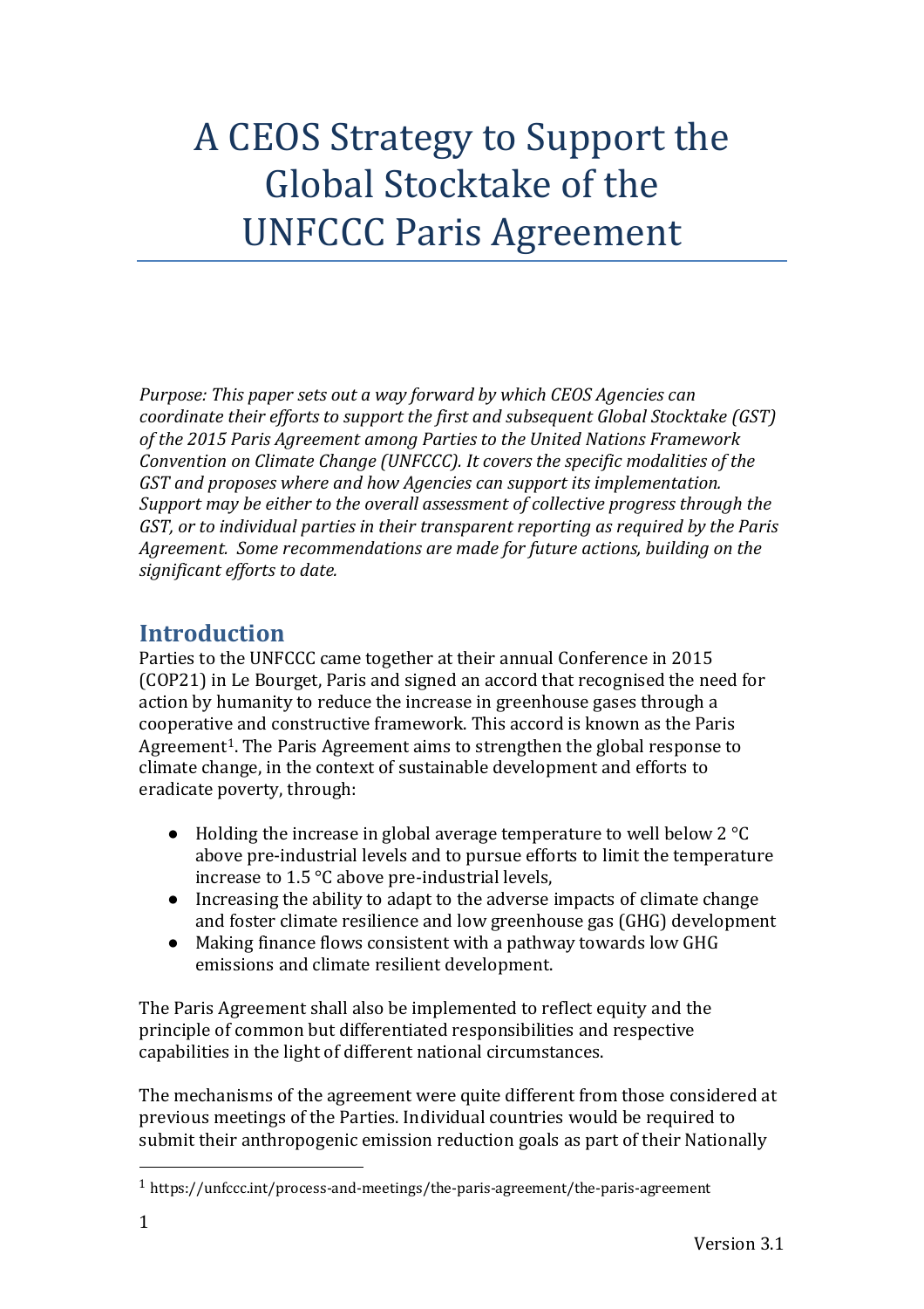# A CEOS Strategy to Support the Global Stocktake of the UNFCCC Paris Agreement

*Purpose: This paper sets out a way forward by which CEOS Agencies can coordinate their efforts to support the first and subsequent Global Stocktake (GST) of the 2015 Paris Agreement among Parties to the United Nations Framework Convention on Climate Change (UNFCCC). It covers the specific modalities of the GST and proposes where and how Agencies can support its implementation. Support may be either to the overall assessment of collective progress through the GST, or to individual parties in their transparent reporting as required by the Paris Agreement. Some recommendations are made for future actions, building on the significant efforts to date.*

## Introduction

Parties to the UNFCCC came together at their annual Conference in 2015 (COP21) in Le Bourget, Paris and signed an accord that recognised the need for action by humanity to reduce the increase in greenhouse gases through a cooperative and constructive framework. This accord is known as the Paris Agreement[1]. The Paris Agreement aims to strengthen the global response to climate change, in the context of sustainable development and efforts to eradicate poverty, through:

- Holding the increase in global average temperature to well below 2 °C above pre-industrial levels and to pursue efforts to limit the temperature increase to 1.5 °C above pre-industrial levels,
- Increasing the ability to adapt to the adverse impacts of climate change and foster climate resilience and low greenhouse gas (GHG) development
- Making finance flows consistent with a pathway towards low GHG emissions and climate resilient development.

The Paris Agreement shall also be implemented to reflect equity and the principle of common but differentiated responsibilities and respective capabilities in the light of different national circumstances.

The mechanisms of the agreement were quite different from those considered at previous meetings of the Parties. Individual countries would be required to submit their anthropogenic emission reduction goals as part of their Nationally

[1] https://unfccc.int/process-and-meetings/the-paris-agreement/the-paris-agreement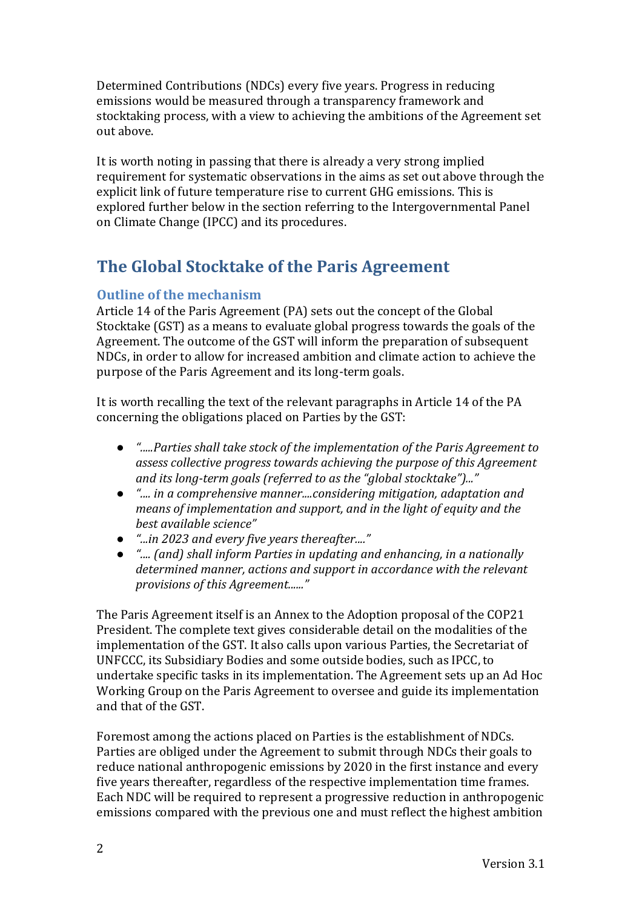Determined Contributions (NDCs) every five years. Progress in reducing emissions would be measured through a transparency framework and stocktaking process, with a view to achieving the ambitions of the Agreement set out above.

It is worth noting in passing that there is already a very strong implied requirement for systematic observations in the aims as set out above through the explicit link of future temperature rise to current GHG emissions. This is explored further below in the section referring to the Intergovernmental Panel on Climate Change (IPCC) and its procedures.

## The Global Stocktake of the Paris Agreement

### Outline of the mechanism

Article 14 of the Paris Agreement (PA) sets out the concept of the Global Stocktake (GST) as a means to evaluate global progress towards the goals of the Agreement. The outcome of the GST will inform the preparation of subsequent NDCs, in order to allow for increased ambition and climate action to achieve the purpose of the Paris Agreement and its long-term goals.

It is worth recalling the text of the relevant paragraphs in Article 14 of the PA concerning the obligations placed on Parties by the GST:

- *".....Parties shall take stock of the implementation of the Paris Agreement to assess collective progress towards achieving the purpose of this Agreement and its long-term goals (referred to as the "global stocktake")..."*
- *".... in a comprehensive manner....considering mitigation, adaptation and means of implementation and support, and in the light of equity and the best available science"*
- *"...in 2023 and every five years thereafter...."*
- *".... (and) shall inform Parties in updating and enhancing, in a nationally determined manner, actions and support in accordance with the relevant provisions of this Agreement......"*

The Paris Agreement itself is an Annex to the Adoption proposal of the COP21 President. The complete text gives considerable detail on the modalities of the implementation of the GST. It also calls upon various Parties, the Secretariat of UNFCCC, its Subsidiary Bodies and some outside bodies, such as IPCC, to undertake specific tasks in its implementation. The Agreement sets up an Ad Hoc Working Group on the Paris Agreement to oversee and guide its implementation and that of the GST.

Foremost among the actions placed on Parties is the establishment of NDCs. Parties are obliged under the Agreement to submit through NDCs their goals to reduce national anthropogenic emissions by 2020 in the first instance and every five years thereafter, regardless of the respective implementation time frames. Each NDC will be required to represent a progressive reduction in anthropogenic emissions compared with the previous one and must reflect the highest ambition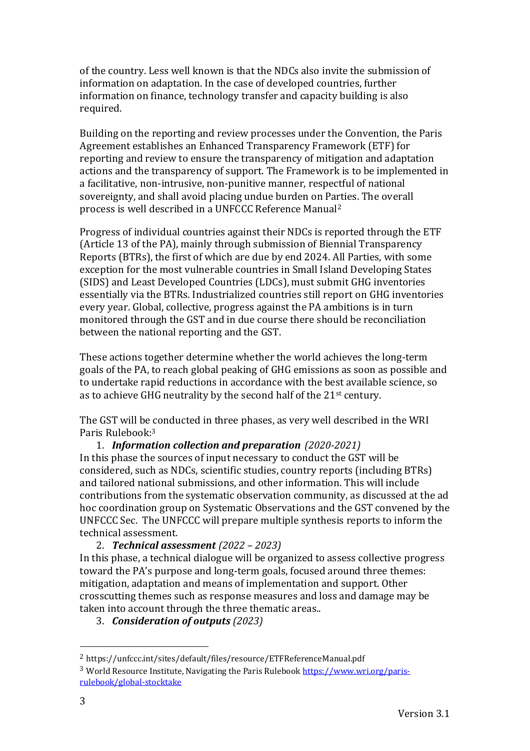of the country. Less well known is that the NDCs also invite the submission of information on adaptation. In the case of developed countries, further information on finance, technology transfer and capacity building is also required.

Building on the reporting and review processes under the Convention, the Paris Agreement establishes an Enhanced Transparency Framework (ETF) for reporting and review to ensure the transparency of mitigation and adaptation actions and the transparency of support. The Framework is to be implemented in a facilitative, non-intrusive, non-punitive manner, respectful of national sovereignty, and shall avoid placing undue burden on Parties. The overall process is well described in a UNFCCC Reference Manual[2]

Progress of individual countries against their NDCs is reported through the ETF (Article 13 of the PA), mainly through submission of Biennial Transparency Reports (BTRs), the first of which are due by end 2024. All Parties, with some exception for the most vulnerable countries in Small Island Developing States (SIDS) and Least Developed Countries (LDCs), must submit GHG inventories essentially via the BTRs. Industrialized countries still report on GHG inventories every year. Global, collective, progress against the PA ambitions is in turn monitored through the GST and in due course there should be reconciliation between the national reporting and the GST.

These actions together determine whether the world achieves the long-term goals of the PA, to reach global peaking of GHG emissions as soon as possible and to undertake rapid reductions in accordance with the best available science, so as to achieve GHG neutrality by the second half of the 21st century.

The GST will be conducted in three phases, as very well described in the WRI Paris Rulebook:[3]

1. ***Information collection and preparation*** *(2020-2021)*

In this phase the sources of input necessary to conduct the GST will be considered, such as NDCs, scientific studies, country reports (including BTRs) and tailored national submissions, and other information. This will include contributions from the systematic observation community, as discussed at the ad hoc coordination group on Systematic Observations and the GST convened by the UNFCCC Sec. The UNFCCC will prepare multiple synthesis reports to inform the technical assessment.

2. ***Technical assessment*** *(2022 – 2023)*

In this phase, a technical dialogue will be organized to assess collective progress toward the PA's purpose and long-term goals, focused around three themes: mitigation, adaptation and means of implementation and support. Other crosscutting themes such as response measures and loss and damage may be taken into account through the three thematic areas..

3. ***Consideration of outputs*** *(2023)*

---

[2] https://unfccc.int/sites/default/files/resource/ETFReferenceManual.pdf

[3] World Resource Institute, Navigating the Paris Rulebook https://www.wri.org/paris-rulebook/global-stocktake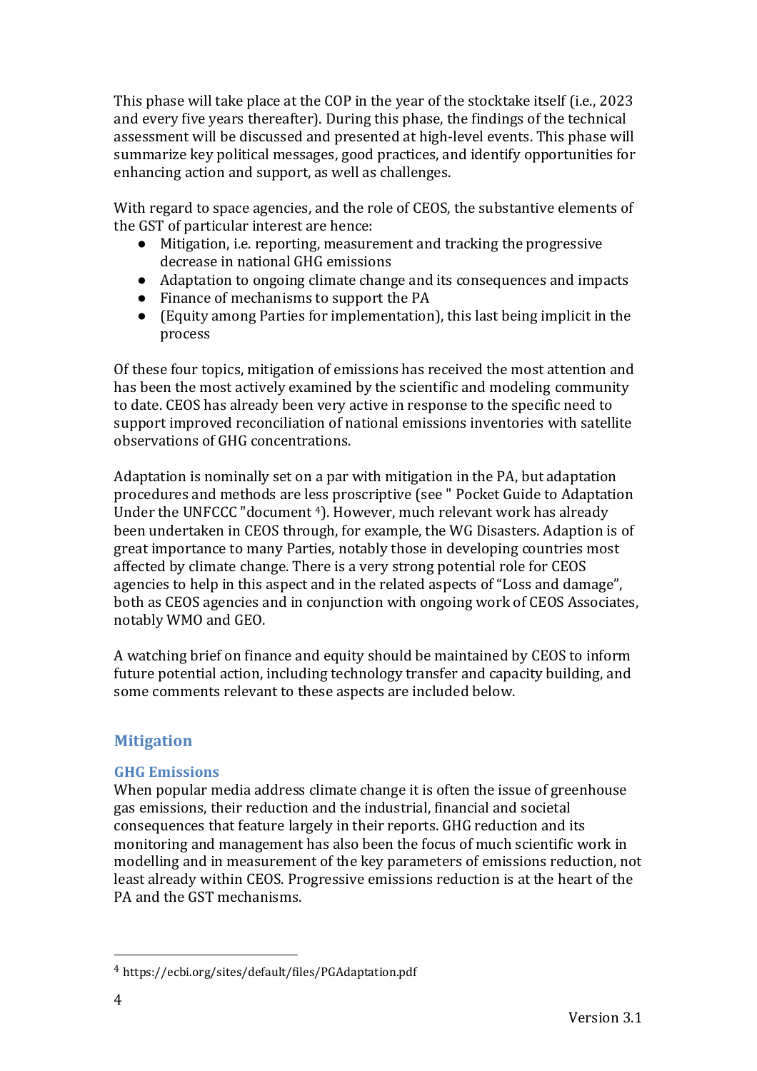This phase will take place at the COP in the year of the stocktake itself (i.e., 2023 and every five years thereafter). During this phase, the findings of the technical assessment will be discussed and presented at high-level events. This phase will summarize key political messages, good practices, and identify opportunities for enhancing action and support, as well as challenges.

With regard to space agencies, and the role of CEOS, the substantive elements of the GST of particular interest are hence:

- Mitigation, i.e. reporting, measurement and tracking the progressive decrease in national GHG emissions
- Adaptation to ongoing climate change and its consequences and impacts
- Finance of mechanisms to support the PA
- (Equity among Parties for implementation), this last being implicit in the process

Of these four topics, mitigation of emissions has received the most attention and has been the most actively examined by the scientific and modeling community to date. CEOS has already been very active in response to the specific need to support improved reconciliation of national emissions inventories with satellite observations of GHG concentrations.

Adaptation is nominally set on a par with mitigation in the PA, but adaptation procedures and methods are less proscriptive (see " Pocket Guide to Adaptation Under the UNFCCC "document [4]). However, much relevant work has already been undertaken in CEOS through, for example, the WG Disasters. Adaption is of great importance to many Parties, notably those in developing countries most affected by climate change. There is a very strong potential role for CEOS agencies to help in this aspect and in the related aspects of "Loss and damage", both as CEOS agencies and in conjunction with ongoing work of CEOS Associates, notably WMO and GEO.

A watching brief on finance and equity should be maintained by CEOS to inform future potential action, including technology transfer and capacity building, and some comments relevant to these aspects are included below.

## Mitigation

### GHG Emissions

When popular media address climate change it is often the issue of greenhouse gas emissions, their reduction and the industrial, financial and societal consequences that feature largely in their reports. GHG reduction and its monitoring and management has also been the focus of much scientific work in modelling and in measurement of the key parameters of emissions reduction, not least already within CEOS. Progressive emissions reduction is at the heart of the PA and the GST mechanisms.

[4] https://ecbi.org/sites/default/files/PGAdaptation.pdf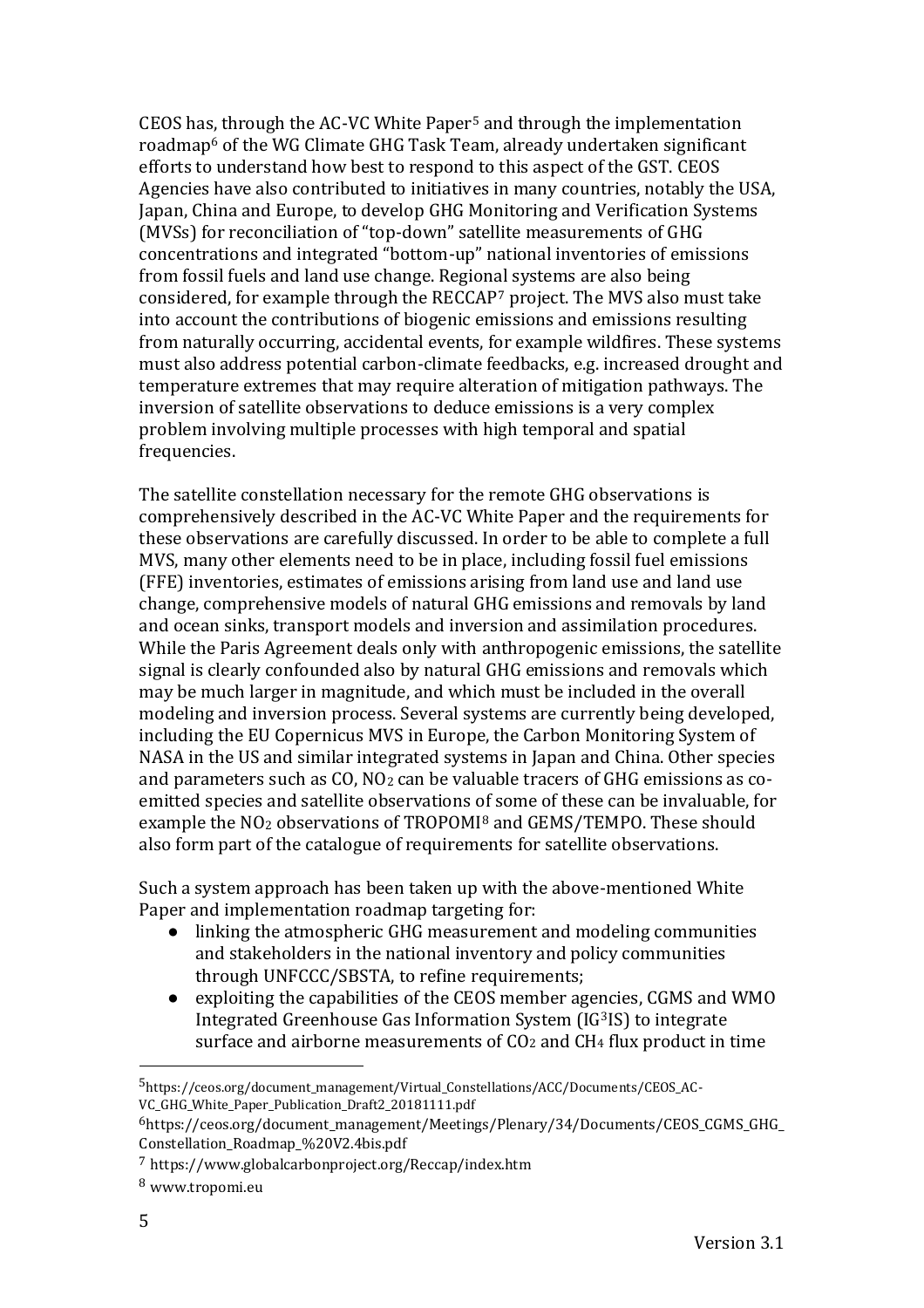CEOS has, through the AC-VC White Paper[5] and through the implementation roadmap[6] of the WG Climate GHG Task Team, already undertaken significant efforts to understand how best to respond to this aspect of the GST. CEOS Agencies have also contributed to initiatives in many countries, notably the USA, Japan, China and Europe, to develop GHG Monitoring and Verification Systems (MVSs) for reconciliation of "top-down" satellite measurements of GHG concentrations and integrated "bottom-up" national inventories of emissions from fossil fuels and land use change. Regional systems are also being considered, for example through the RECCAP[7] project. The MVS also must take into account the contributions of biogenic emissions and emissions resulting from naturally occurring, accidental events, for example wildfires. These systems must also address potential carbon-climate feedbacks, e.g. increased drought and temperature extremes that may require alteration of mitigation pathways. The inversion of satellite observations to deduce emissions is a very complex problem involving multiple processes with high temporal and spatial frequencies.

The satellite constellation necessary for the remote GHG observations is comprehensively described in the AC-VC White Paper and the requirements for these observations are carefully discussed. In order to be able to complete a full MVS, many other elements need to be in place, including fossil fuel emissions (FFE) inventories, estimates of emissions arising from land use and land use change, comprehensive models of natural GHG emissions and removals by land and ocean sinks, transport models and inversion and assimilation procedures. While the Paris Agreement deals only with anthropogenic emissions, the satellite signal is clearly confounded also by natural GHG emissions and removals which may be much larger in magnitude, and which must be included in the overall modeling and inversion process. Several systems are currently being developed, including the EU Copernicus MVS in Europe, the Carbon Monitoring System of NASA in the US and similar integrated systems in Japan and China. Other species and parameters such as CO, $NO_2$ can be valuable tracers of GHG emissions as co-emitted species and satellite observations of some of these can be invaluable, for example the $NO_2$ observations of TROPOMI[8] and GEMS/TEMPO. These should also form part of the catalogue of requirements for satellite observations.

Such a system approach has been taken up with the above-mentioned White Paper and implementation roadmap targeting for:

- linking the atmospheric GHG measurement and modeling communities and stakeholders in the national inventory and policy communities through UNFCCC/SBSTA, to refine requirements;
- exploiting the capabilities of the CEOS member agencies, CGMS and WMO Integrated Greenhouse Gas Information System (IG³IS) to integrate surface and airborne measurements of $CO_2$ and $CH_4$ flux product in time

---

[5] https://ceos.org/document_management/Virtual_Constellations/ACC/Documents/CEOS_AC-VC_GHG_White_Paper_Publication_Draft2_20181111.pdf

[6] https://ceos.org/document_management/Meetings/Plenary/34/Documents/CEOS_CGMS_GHG_Constellation_Roadmap_%20V2.4bis.pdf

[7] https://www.globalcarbonproject.org/Reccap/index.htm

[8] www.tropomi.eu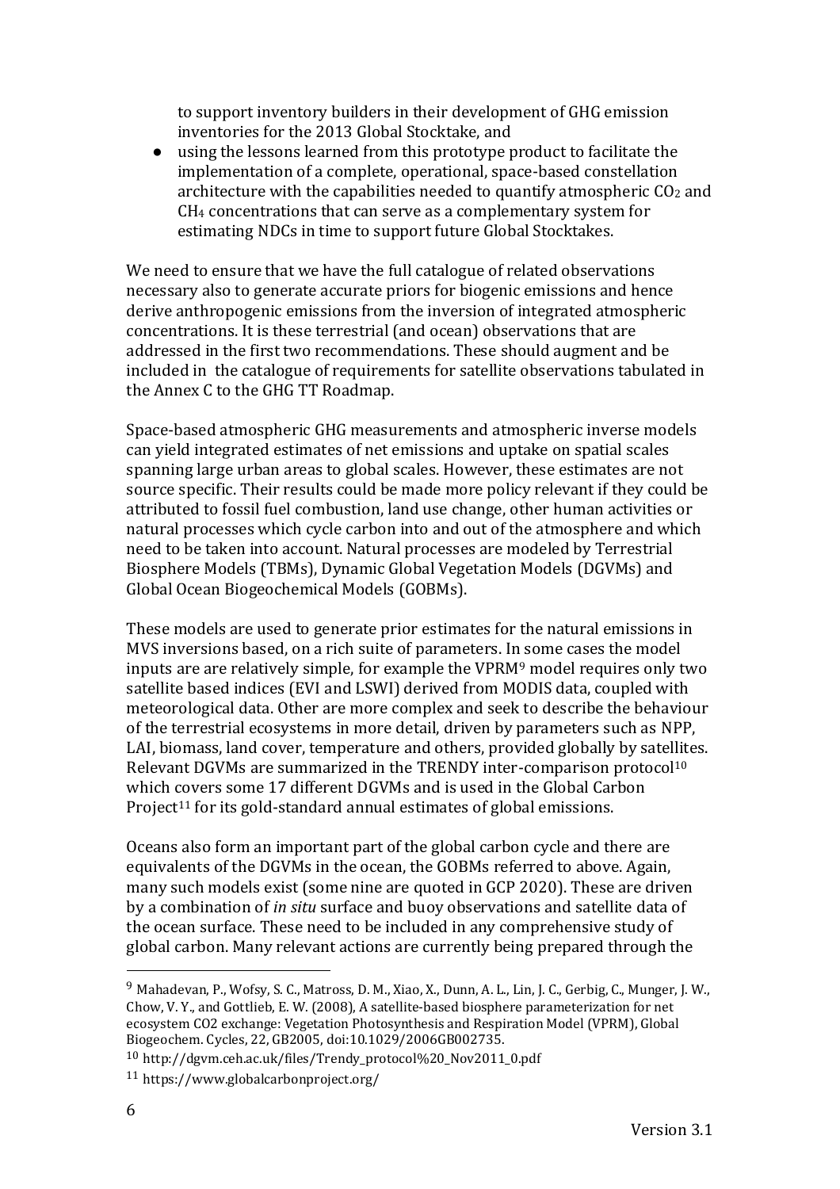to support inventory builders in their development of GHG emission inventories for the 2013 Global Stocktake, and

- using the lessons learned from this prototype product to facilitate the implementation of a complete, operational, space-based constellation architecture with the capabilities needed to quantify atmospheric $CO_2$ and $CH_4$ concentrations that can serve as a complementary system for estimating NDCs in time to support future Global Stocktakes.

We need to ensure that we have the full catalogue of related observations necessary also to generate accurate priors for biogenic emissions and hence derive anthropogenic emissions from the inversion of integrated atmospheric concentrations. It is these terrestrial (and ocean) observations that are addressed in the first two recommendations. These should augment and be included in the catalogue of requirements for satellite observations tabulated in the Annex C to the GHG TT Roadmap.

Space-based atmospheric GHG measurements and atmospheric inverse models can yield integrated estimates of net emissions and uptake on spatial scales spanning large urban areas to global scales. However, these estimates are not source specific. Their results could be made more policy relevant if they could be attributed to fossil fuel combustion, land use change, other human activities or natural processes which cycle carbon into and out of the atmosphere and which need to be taken into account. Natural processes are modeled by Terrestrial Biosphere Models (TBMs), Dynamic Global Vegetation Models (DGVMs) and Global Ocean Biogeochemical Models (GOBMs).

These models are used to generate prior estimates for the natural emissions in MVS inversions based, on a rich suite of parameters. In some cases the model inputs are are relatively simple, for example the VPRM[9] model requires only two satellite based indices (EVI and LSWI) derived from MODIS data, coupled with meteorological data. Other are more complex and seek to describe the behaviour of the terrestrial ecosystems in more detail, driven by parameters such as NPP, LAI, biomass, land cover, temperature and others, provided globally by satellites. Relevant DGVMs are summarized in the TRENDY inter-comparison protocol[10] which covers some 17 different DGVMs and is used in the Global Carbon Project[11] for its gold-standard annual estimates of global emissions.

Oceans also form an important part of the global carbon cycle and there are equivalents of the DGVMs in the ocean, the GOBMs referred to above. Again, many such models exist (some nine are quoted in GCP 2020). These are driven by a combination of *in situ* surface and buoy observations and satellite data of the ocean surface. These need to be included in any comprehensive study of global carbon. Many relevant actions are currently being prepared through the

---

[9] Mahadevan, P., Wofsy, S. C., Matross, D. M., Xiao, X., Dunn, A. L., Lin, J. C., Gerbig, C., Munger, J. W., Chow, V. Y., and Gottlieb, E. W. (2008), A satellite-based biosphere parameterization for net ecosystem CO2 exchange: Vegetation Photosynthesis and Respiration Model (VPRM), Global Biogeochem. Cycles, 22, GB2005, doi:10.1029/2006GB002735.

[10] http://dgvm.ceh.ac.uk/files/Trendy_protocol%20_Nov2011_0.pdf

[11] https://www.globalcarbonproject.org/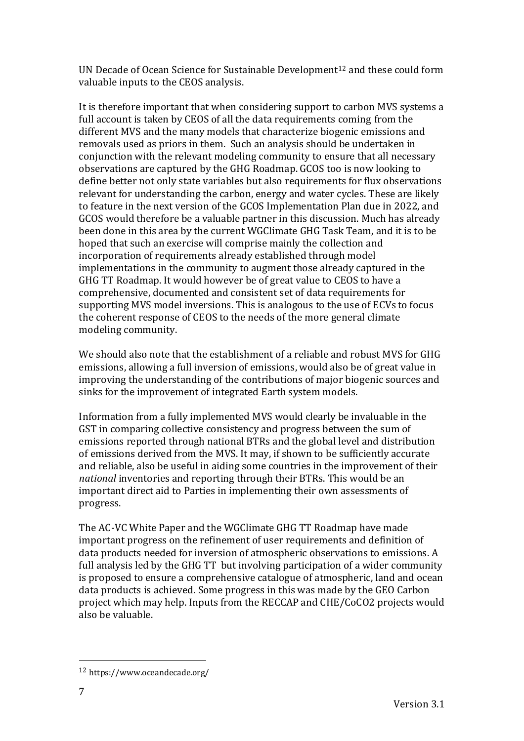UN Decade of Ocean Science for Sustainable Development[12] and these could form valuable inputs to the CEOS analysis.

It is therefore important that when considering support to carbon MVS systems a full account is taken by CEOS of all the data requirements coming from the different MVS and the many models that characterize biogenic emissions and removals used as priors in them. Such an analysis should be undertaken in conjunction with the relevant modeling community to ensure that all necessary observations are captured by the GHG Roadmap. GCOS too is now looking to define better not only state variables but also requirements for flux observations relevant for understanding the carbon, energy and water cycles. These are likely to feature in the next version of the GCOS Implementation Plan due in 2022, and GCOS would therefore be a valuable partner in this discussion. Much has already been done in this area by the current WGClimate GHG Task Team, and it is to be hoped that such an exercise will comprise mainly the collection and incorporation of requirements already established through model implementations in the community to augment those already captured in the GHG TT Roadmap. It would however be of great value to CEOS to have a comprehensive, documented and consistent set of data requirements for supporting MVS model inversions. This is analogous to the use of ECVs to focus the coherent response of CEOS to the needs of the more general climate modeling community.

We should also note that the establishment of a reliable and robust MVS for GHG emissions, allowing a full inversion of emissions, would also be of great value in improving the understanding of the contributions of major biogenic sources and sinks for the improvement of integrated Earth system models.

Information from a fully implemented MVS would clearly be invaluable in the GST in comparing collective consistency and progress between the sum of emissions reported through national BTRs and the global level and distribution of emissions derived from the MVS. It may, if shown to be sufficiently accurate and reliable, also be useful in aiding some countries in the improvement of their *national* inventories and reporting through their BTRs. This would be an important direct aid to Parties in implementing their own assessments of progress.

The AC-VC White Paper and the WGClimate GHG TT Roadmap have made important progress on the refinement of user requirements and definition of data products needed for inversion of atmospheric observations to emissions. A full analysis led by the GHG TT but involving participation of a wider community is proposed to ensure a comprehensive catalogue of atmospheric, land and ocean data products is achieved. Some progress in this was made by the GEO Carbon project which may help. Inputs from the RECCAP and CHE/CoCO2 projects would also be valuable.

[12] https://www.oceandecade.org/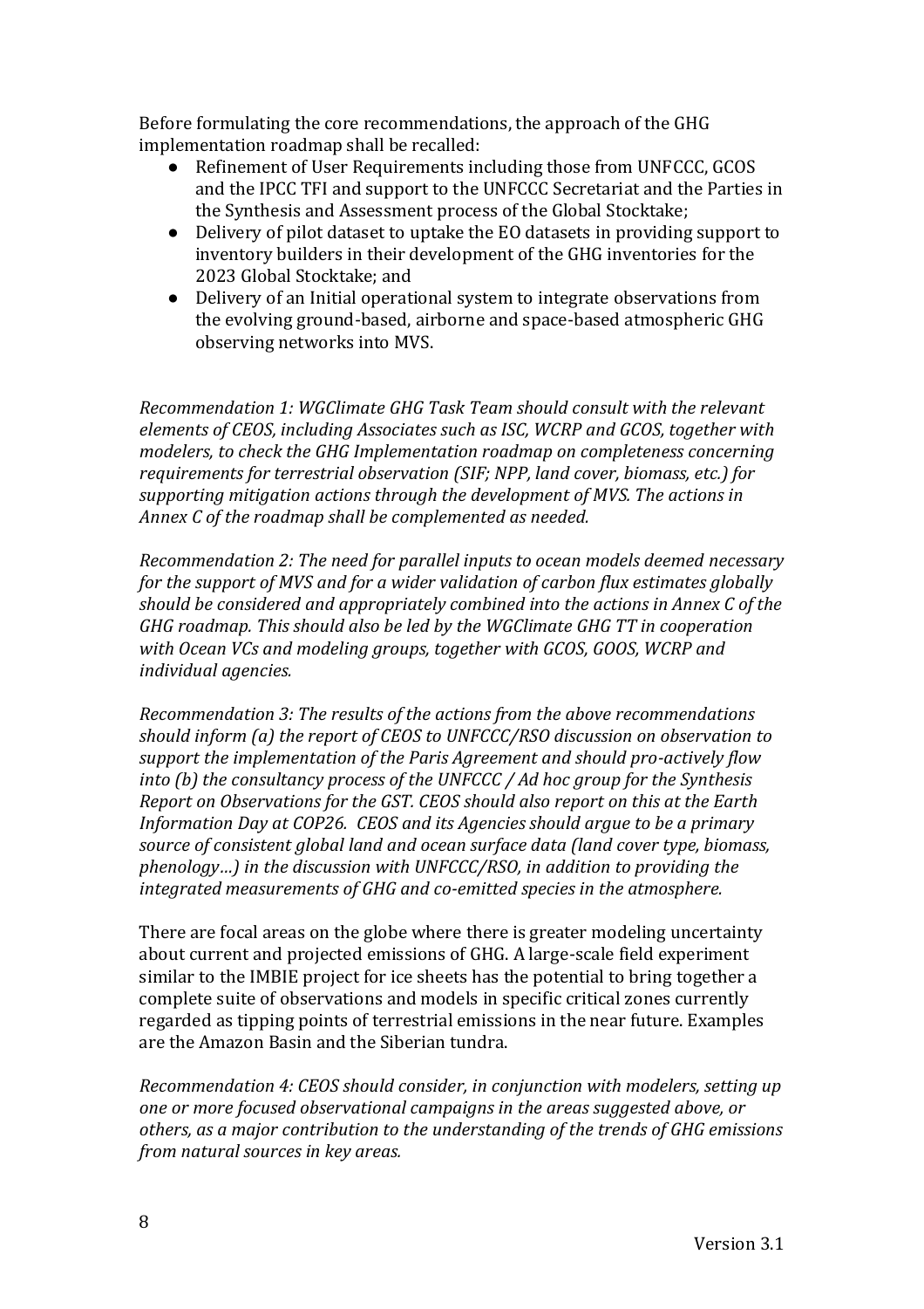Before formulating the core recommendations, the approach of the GHG implementation roadmap shall be recalled:

- Refinement of User Requirements including those from UNFCCC, GCOS and the IPCC TFI and support to the UNFCCC Secretariat and the Parties in the Synthesis and Assessment process of the Global Stocktake;
- Delivery of pilot dataset to uptake the EO datasets in providing support to inventory builders in their development of the GHG inventories for the 2023 Global Stocktake; and
- Delivery of an Initial operational system to integrate observations from the evolving ground-based, airborne and space-based atmospheric GHG observing networks into MVS.

*Recommendation 1: WGClimate GHG Task Team should consult with the relevant elements of CEOS, including Associates such as ISC, WCRP and GCOS, together with modelers, to check the GHG Implementation roadmap on completeness concerning requirements for terrestrial observation (SIF; NPP, land cover, biomass, etc.) for supporting mitigation actions through the development of MVS. The actions in Annex C of the roadmap shall be complemented as needed.*

*Recommendation 2: The need for parallel inputs to ocean models deemed necessary for the support of MVS and for a wider validation of carbon flux estimates globally should be considered and appropriately combined into the actions in Annex C of the GHG roadmap. This should also be led by the WGClimate GHG TT in cooperation with Ocean VCs and modeling groups, together with GCOS, GOOS, WCRP and individual agencies.*

*Recommendation 3: The results of the actions from the above recommendations should inform (a) the report of CEOS to UNFCCC/RSO discussion on observation to support the implementation of the Paris Agreement and should pro-actively flow into (b) the consultancy process of the UNFCCC / Ad hoc group for the Synthesis Report on Observations for the GST. CEOS should also report on this at the Earth Information Day at COP26. CEOS and its Agencies should argue to be a primary source of consistent global land and ocean surface data (land cover type, biomass, phenology…) in the discussion with UNFCCC/RSO, in addition to providing the integrated measurements of GHG and co-emitted species in the atmosphere.*

There are focal areas on the globe where there is greater modeling uncertainty about current and projected emissions of GHG. A large-scale field experiment similar to the IMBIE project for ice sheets has the potential to bring together a complete suite of observations and models in specific critical zones currently regarded as tipping points of terrestrial emissions in the near future. Examples are the Amazon Basin and the Siberian tundra.

*Recommendation 4: CEOS should consider, in conjunction with modelers, setting up one or more focused observational campaigns in the areas suggested above, or others, as a major contribution to the understanding of the trends of GHG emissions from natural sources in key areas.*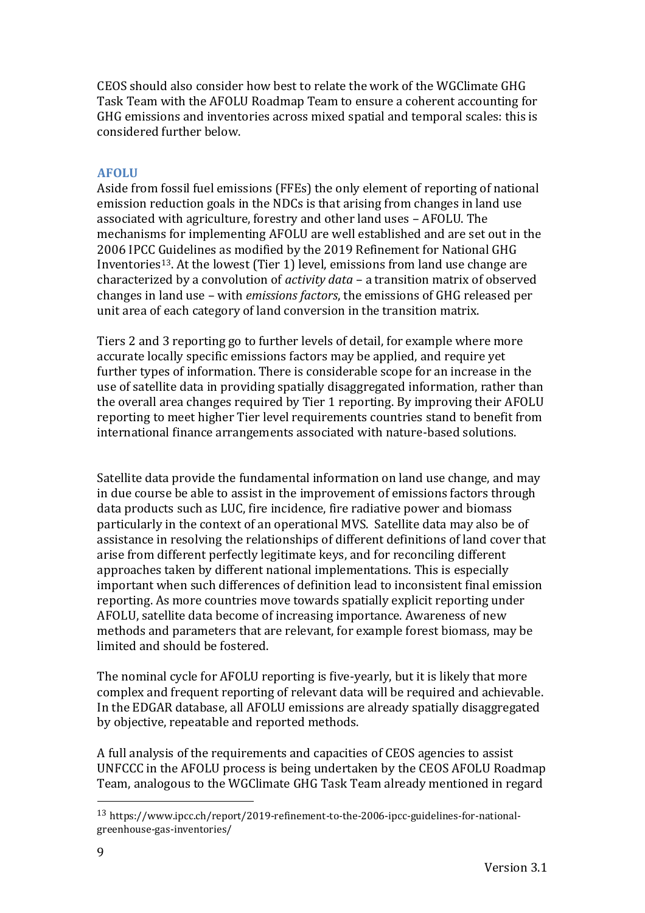CEOS should also consider how best to relate the work of the WGClimate GHG Task Team with the AFOLU Roadmap Team to ensure a coherent accounting for GHG emissions and inventories across mixed spatial and temporal scales: this is considered further below.

### AFOLU

Aside from fossil fuel emissions (FFEs) the only element of reporting of national emission reduction goals in the NDCs is that arising from changes in land use associated with agriculture, forestry and other land uses – AFOLU. The mechanisms for implementing AFOLU are well established and are set out in the 2006 IPCC Guidelines as modified by the 2019 Refinement for National GHG Inventories[13]. At the lowest (Tier 1) level, emissions from land use change are characterized by a convolution of *activity data* – a transition matrix of observed changes in land use – with *emissions factors*, the emissions of GHG released per unit area of each category of land conversion in the transition matrix.

Tiers 2 and 3 reporting go to further levels of detail, for example where more accurate locally specific emissions factors may be applied, and require yet further types of information. There is considerable scope for an increase in the use of satellite data in providing spatially disaggregated information, rather than the overall area changes required by Tier 1 reporting. By improving their AFOLU reporting to meet higher Tier level requirements countries stand to benefit from international finance arrangements associated with nature-based solutions.

Satellite data provide the fundamental information on land use change, and may in due course be able to assist in the improvement of emissions factors through data products such as LUC, fire incidence, fire radiative power and biomass particularly in the context of an operational MVS. Satellite data may also be of assistance in resolving the relationships of different definitions of land cover that arise from different perfectly legitimate keys, and for reconciling different approaches taken by different national implementations. This is especially important when such differences of definition lead to inconsistent final emission reporting. As more countries move towards spatially explicit reporting under AFOLU, satellite data become of increasing importance. Awareness of new methods and parameters that are relevant, for example forest biomass, may be limited and should be fostered.

The nominal cycle for AFOLU reporting is five-yearly, but it is likely that more complex and frequent reporting of relevant data will be required and achievable. In the EDGAR database, all AFOLU emissions are already spatially disaggregated by objective, repeatable and reported methods.

A full analysis of the requirements and capacities of CEOS agencies to assist UNFCCC in the AFOLU process is being undertaken by the CEOS AFOLU Roadmap Team, analogous to the WGClimate GHG Task Team already mentioned in regard

[13] https://www.ipcc.ch/report/2019-refinement-to-the-2006-ipcc-guidelines-for-national-greenhouse-gas-inventories/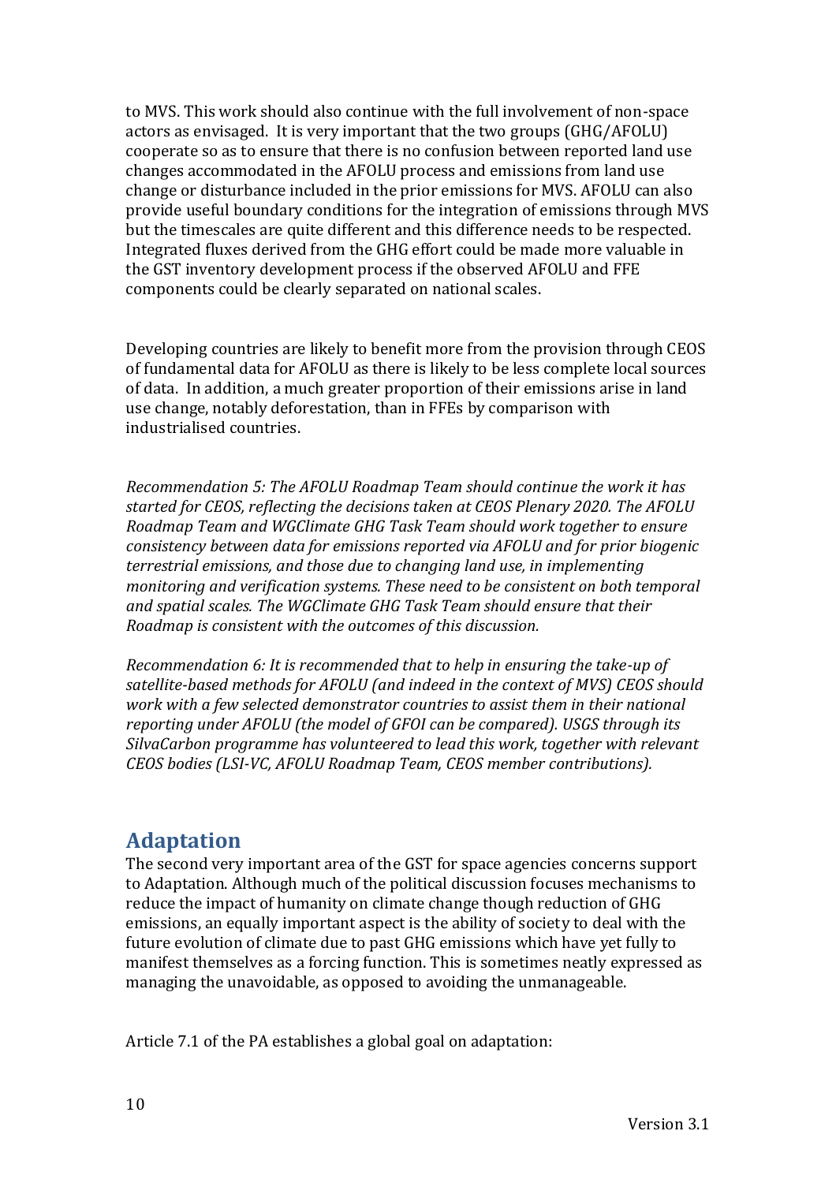to MVS. This work should also continue with the full involvement of non-space actors as envisaged. It is very important that the two groups (GHG/AFOLU) cooperate so as to ensure that there is no confusion between reported land use changes accommodated in the AFOLU process and emissions from land use change or disturbance included in the prior emissions for MVS. AFOLU can also provide useful boundary conditions for the integration of emissions through MVS but the timescales are quite different and this difference needs to be respected. Integrated fluxes derived from the GHG effort could be made more valuable in the GST inventory development process if the observed AFOLU and FFE components could be clearly separated on national scales.

Developing countries are likely to benefit more from the provision through CEOS of fundamental data for AFOLU as there is likely to be less complete local sources of data. In addition, a much greater proportion of their emissions arise in land use change, notably deforestation, than in FFEs by comparison with industrialised countries.

*Recommendation 5: The AFOLU Roadmap Team should continue the work it has started for CEOS, reflecting the decisions taken at CEOS Plenary 2020. The AFOLU Roadmap Team and WGClimate GHG Task Team should work together to ensure consistency between data for emissions reported via AFOLU and for prior biogenic terrestrial emissions, and those due to changing land use, in implementing monitoring and verification systems. These need to be consistent on both temporal and spatial scales. The WGClimate GHG Task Team should ensure that their Roadmap is consistent with the outcomes of this discussion.*

*Recommendation 6: It is recommended that to help in ensuring the take-up of satellite-based methods for AFOLU (and indeed in the context of MVS) CEOS should work with a few selected demonstrator countries to assist them in their national reporting under AFOLU (the model of GFOI can be compared). USGS through its SilvaCarbon programme has volunteered to lead this work, together with relevant CEOS bodies (LSI-VC, AFOLU Roadmap Team, CEOS member contributions).*

## Adaptation

The second very important area of the GST for space agencies concerns support to Adaptation. Although much of the political discussion focuses mechanisms to reduce the impact of humanity on climate change though reduction of GHG emissions, an equally important aspect is the ability of society to deal with the future evolution of climate due to past GHG emissions which have yet fully to manifest themselves as a forcing function. This is sometimes neatly expressed as managing the unavoidable, as opposed to avoiding the unmanageable.

Article 7.1 of the PA establishes a global goal on adaptation: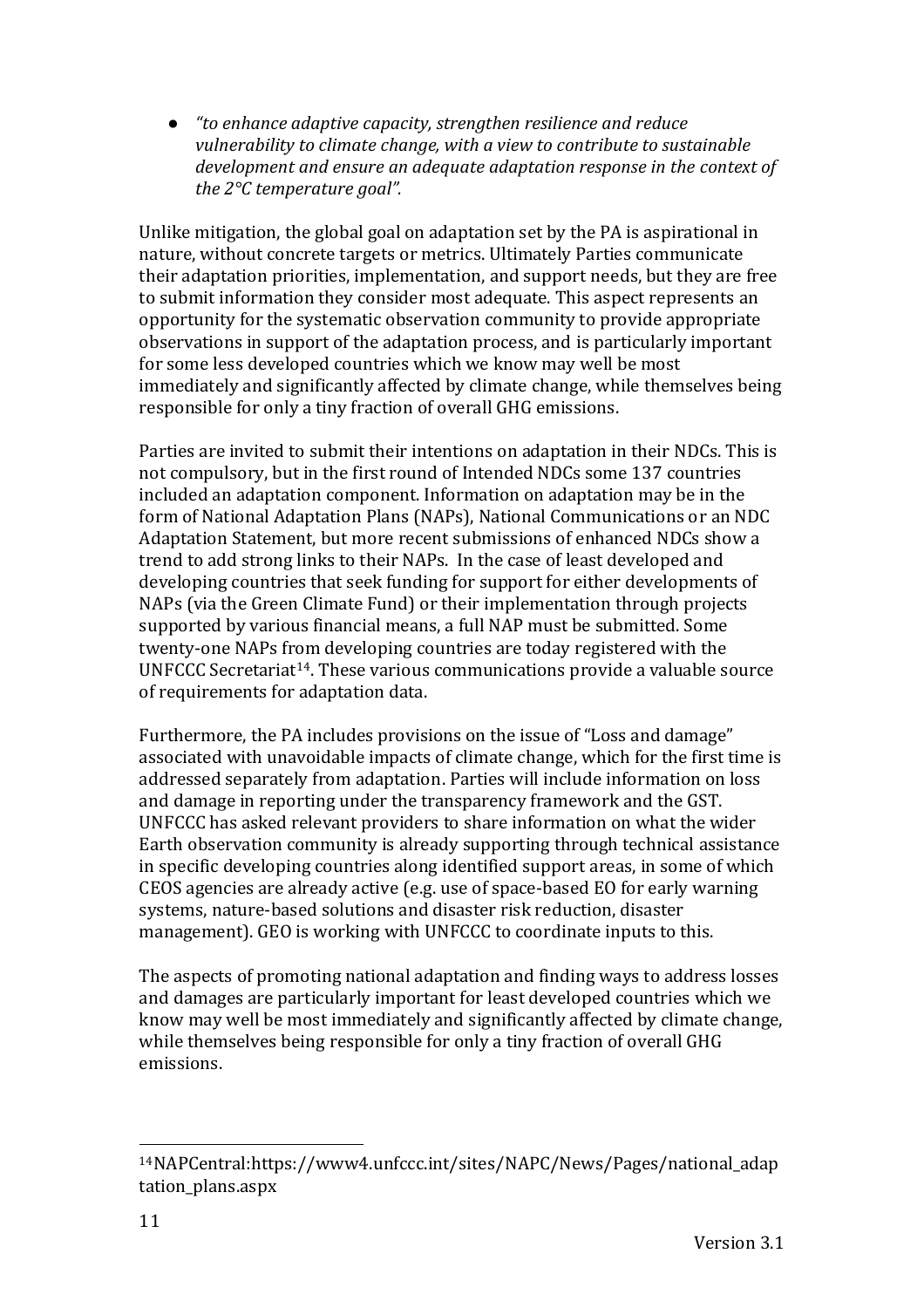- *"to enhance adaptive capacity, strengthen resilience and reduce vulnerability to climate change, with a view to contribute to sustainable development and ensure an adequate adaptation response in the context of the 2°C temperature goal".*

Unlike mitigation, the global goal on adaptation set by the PA is aspirational in nature, without concrete targets or metrics. Ultimately Parties communicate their adaptation priorities, implementation, and support needs, but they are free to submit information they consider most adequate. This aspect represents an opportunity for the systematic observation community to provide appropriate observations in support of the adaptation process, and is particularly important for some less developed countries which we know may well be most immediately and significantly affected by climate change, while themselves being responsible for only a tiny fraction of overall GHG emissions.

Parties are invited to submit their intentions on adaptation in their NDCs. This is not compulsory, but in the first round of Intended NDCs some 137 countries included an adaptation component. Information on adaptation may be in the form of National Adaptation Plans (NAPs), National Communications or an NDC Adaptation Statement, but more recent submissions of enhanced NDCs show a trend to add strong links to their NAPs. In the case of least developed and developing countries that seek funding for support for either developments of NAPs (via the Green Climate Fund) or their implementation through projects supported by various financial means, a full NAP must be submitted. Some twenty-one NAPs from developing countries are today registered with the UNFCCC Secretariat[14]. These various communications provide a valuable source of requirements for adaptation data.

Furthermore, the PA includes provisions on the issue of "Loss and damage" associated with unavoidable impacts of climate change, which for the first time is addressed separately from adaptation. Parties will include information on loss and damage in reporting under the transparency framework and the GST. UNFCCC has asked relevant providers to share information on what the wider Earth observation community is already supporting through technical assistance in specific developing countries along identified support areas, in some of which CEOS agencies are already active (e.g. use of space-based EO for early warning systems, nature-based solutions and disaster risk reduction, disaster management). GEO is working with UNFCCC to coordinate inputs to this.

The aspects of promoting national adaptation and finding ways to address losses and damages are particularly important for least developed countries which we know may well be most immediately and significantly affected by climate change, while themselves being responsible for only a tiny fraction of overall GHG emissions.

---

[14] NAPCentral:https://www4.unfccc.int/sites/NAPC/News/Pages/national_adaptation_plans.aspx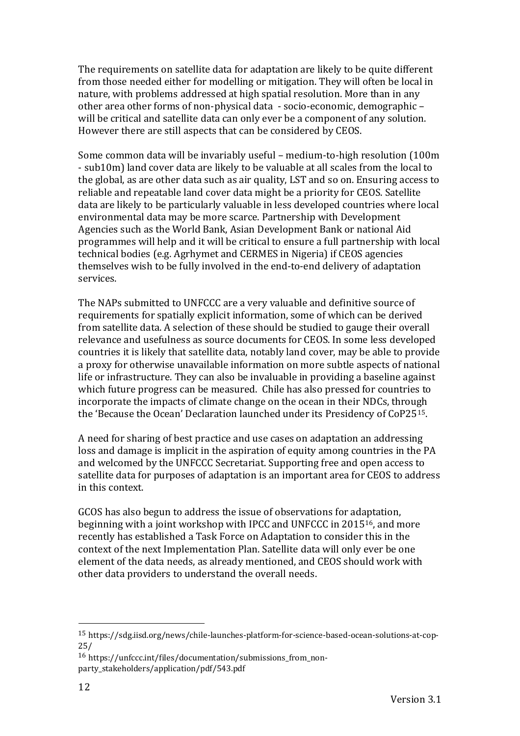The requirements on satellite data for adaptation are likely to be quite different from those needed either for modelling or mitigation. They will often be local in nature, with problems addressed at high spatial resolution. More than in any other area other forms of non-physical data - socio-economic, demographic – will be critical and satellite data can only ever be a component of any solution. However there are still aspects that can be considered by CEOS.

Some common data will be invariably useful – medium-to-high resolution (100m - sub10m) land cover data are likely to be valuable at all scales from the local to the global, as are other data such as air quality, LST and so on. Ensuring access to reliable and repeatable land cover data might be a priority for CEOS. Satellite data are likely to be particularly valuable in less developed countries where local environmental data may be more scarce. Partnership with Development Agencies such as the World Bank, Asian Development Bank or national Aid programmes will help and it will be critical to ensure a full partnership with local technical bodies (e.g. Agrhymet and CERMES in Nigeria) if CEOS agencies themselves wish to be fully involved in the end-to-end delivery of adaptation services.

The NAPs submitted to UNFCCC are a very valuable and definitive source of requirements for spatially explicit information, some of which can be derived from satellite data. A selection of these should be studied to gauge their overall relevance and usefulness as source documents for CEOS. In some less developed countries it is likely that satellite data, notably land cover, may be able to provide a proxy for otherwise unavailable information on more subtle aspects of national life or infrastructure. They can also be invaluable in providing a baseline against which future progress can be measured. Chile has also pressed for countries to incorporate the impacts of climate change on the ocean in their NDCs, through the 'Because the Ocean' Declaration launched under its Presidency of CoP25[15].

A need for sharing of best practice and use cases on adaptation an addressing loss and damage is implicit in the aspiration of equity among countries in the PA and welcomed by the UNFCCC Secretariat. Supporting free and open access to satellite data for purposes of adaptation is an important area for CEOS to address in this context.

GCOS has also begun to address the issue of observations for adaptation, beginning with a joint workshop with IPCC and UNFCCC in 2015[16], and more recently has established a Task Force on Adaptation to consider this in the context of the next Implementation Plan. Satellite data will only ever be one element of the data needs, as already mentioned, and CEOS should work with other data providers to understand the overall needs.

---

[15] https://sdg.iisd.org/news/chile-launches-platform-for-science-based-ocean-solutions-at-cop-25/

[16] https://unfccc.int/files/documentation/submissions_from_non-party_stakeholders/application/pdf/543.pdf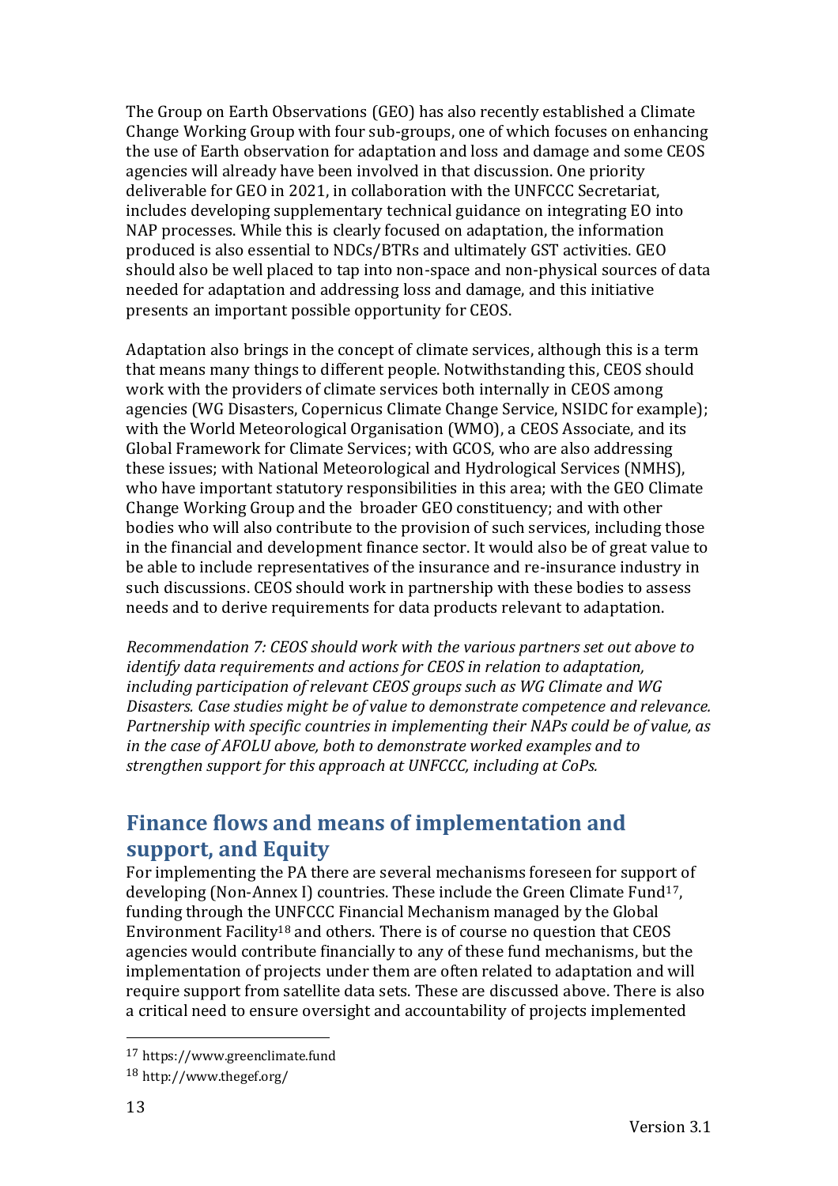The Group on Earth Observations (GEO) has also recently established a Climate Change Working Group with four sub-groups, one of which focuses on enhancing the use of Earth observation for adaptation and loss and damage and some CEOS agencies will already have been involved in that discussion. One priority deliverable for GEO in 2021, in collaboration with the UNFCCC Secretariat, includes developing supplementary technical guidance on integrating EO into NAP processes. While this is clearly focused on adaptation, the information produced is also essential to NDCs/BTRs and ultimately GST activities. GEO should also be well placed to tap into non-space and non-physical sources of data needed for adaptation and addressing loss and damage, and this initiative presents an important possible opportunity for CEOS.

Adaptation also brings in the concept of climate services, although this is a term that means many things to different people. Notwithstanding this, CEOS should work with the providers of climate services both internally in CEOS among agencies (WG Disasters, Copernicus Climate Change Service, NSIDC for example); with the World Meteorological Organisation (WMO), a CEOS Associate, and its Global Framework for Climate Services; with GCOS, who are also addressing these issues; with National Meteorological and Hydrological Services (NMHS), who have important statutory responsibilities in this area; with the GEO Climate Change Working Group and the broader GEO constituency; and with other bodies who will also contribute to the provision of such services, including those in the financial and development finance sector. It would also be of great value to be able to include representatives of the insurance and re-insurance industry in such discussions. CEOS should work in partnership with these bodies to assess needs and to derive requirements for data products relevant to adaptation.

*Recommendation 7: CEOS should work with the various partners set out above to identify data requirements and actions for CEOS in relation to adaptation, including participation of relevant CEOS groups such as WG Climate and WG Disasters. Case studies might be of value to demonstrate competence and relevance. Partnership with specific countries in implementing their NAPs could be of value, as in the case of AFOLU above, both to demonstrate worked examples and to strengthen support for this approach at UNFCCC, including at CoPs.*

## Finance flows and means of implementation and support, and Equity

For implementing the PA there are several mechanisms foreseen for support of developing (Non-Annex I) countries. These include the Green Climate Fund[17], funding through the UNFCCC Financial Mechanism managed by the Global Environment Facility[18] and others. There is of course no question that CEOS agencies would contribute financially to any of these fund mechanisms, but the implementation of projects under them are often related to adaptation and will require support from satellite data sets. These are discussed above. There is also a critical need to ensure oversight and accountability of projects implemented

---

[17] https://www.greenclimate.fund

[18] http://www.thegef.org/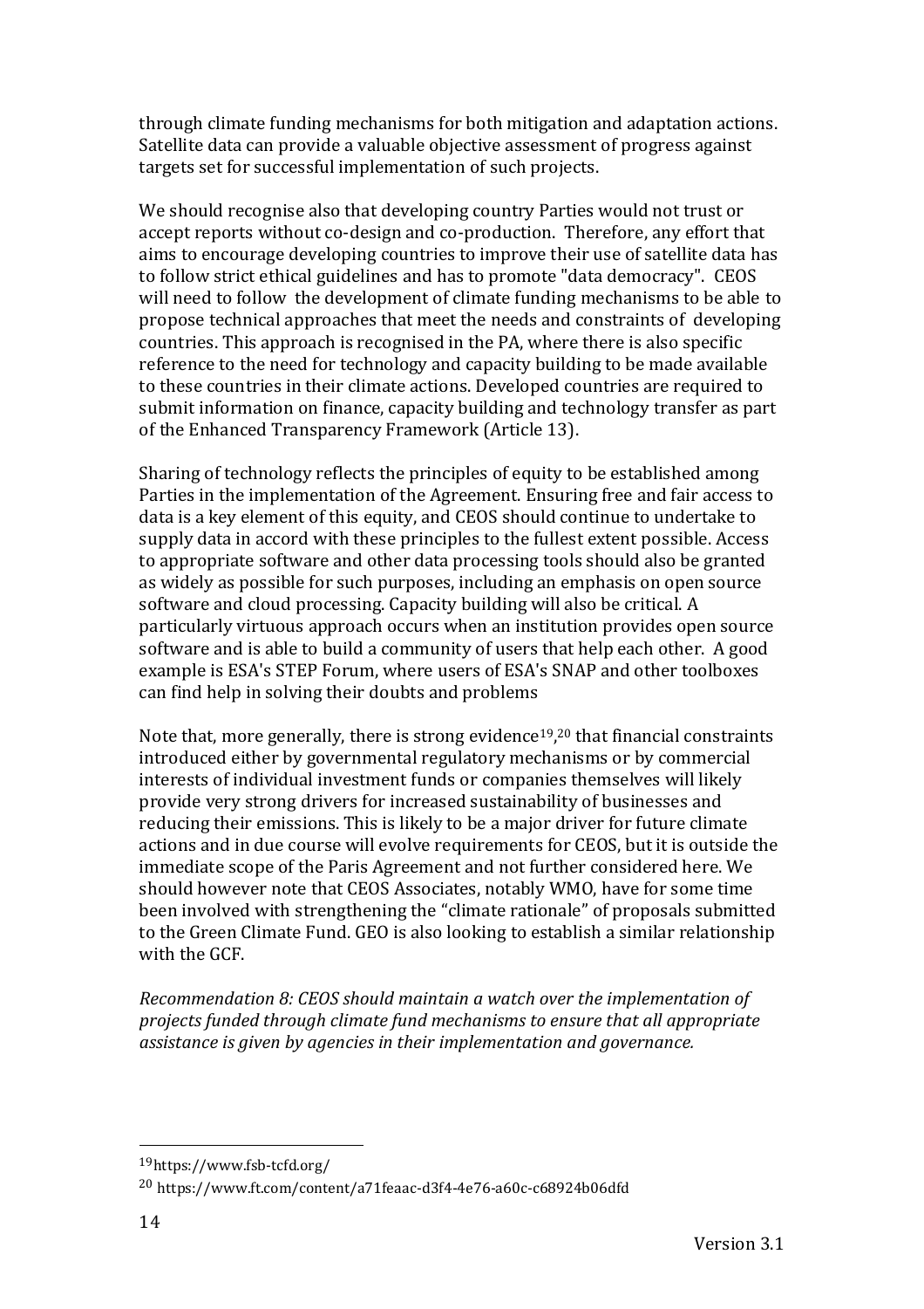through climate funding mechanisms for both mitigation and adaptation actions. Satellite data can provide a valuable objective assessment of progress against targets set for successful implementation of such projects.

We should recognise also that developing country Parties would not trust or accept reports without co-design and co-production. Therefore, any effort that aims to encourage developing countries to improve their use of satellite data has to follow strict ethical guidelines and has to promote "data democracy". CEOS will need to follow the development of climate funding mechanisms to be able to propose technical approaches that meet the needs and constraints of developing countries. This approach is recognised in the PA, where there is also specific reference to the need for technology and capacity building to be made available to these countries in their climate actions. Developed countries are required to submit information on finance, capacity building and technology transfer as part of the Enhanced Transparency Framework (Article 13).

Sharing of technology reflects the principles of equity to be established among Parties in the implementation of the Agreement. Ensuring free and fair access to data is a key element of this equity, and CEOS should continue to undertake to supply data in accord with these principles to the fullest extent possible. Access to appropriate software and other data processing tools should also be granted as widely as possible for such purposes, including an emphasis on open source software and cloud processing. Capacity building will also be critical. A particularly virtuous approach occurs when an institution provides open source software and is able to build a community of users that help each other. A good example is ESA's STEP Forum, where users of ESA's SNAP and other toolboxes can find help in solving their doubts and problems

Note that, more generally, there is strong evidence[19,20] that financial constraints introduced either by governmental regulatory mechanisms or by commercial interests of individual investment funds or companies themselves will likely provide very strong drivers for increased sustainability of businesses and reducing their emissions. This is likely to be a major driver for future climate actions and in due course will evolve requirements for CEOS, but it is outside the immediate scope of the Paris Agreement and not further considered here. We should however note that CEOS Associates, notably WMO, have for some time been involved with strengthening the "climate rationale" of proposals submitted to the Green Climate Fund. GEO is also looking to establish a similar relationship with the GCF.

*Recommendation 8: CEOS should maintain a watch over the implementation of projects funded through climate fund mechanisms to ensure that all appropriate assistance is given by agencies in their implementation and governance.*

---

[19] https://www.fsb-tcfd.org/

[20] https://www.ft.com/content/a71feaac-d3f4-4e76-a60c-c68924b06dfd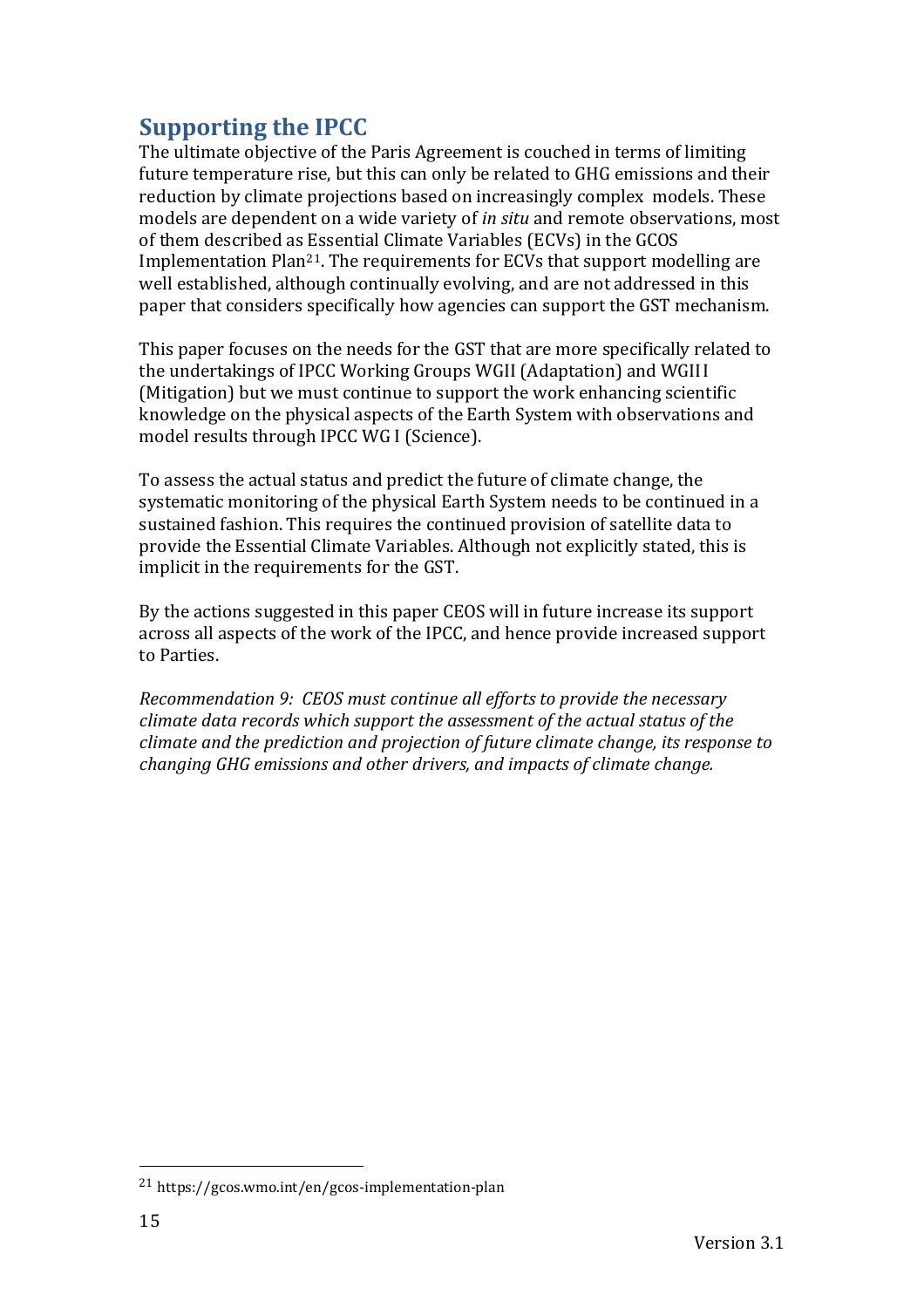## Supporting the IPCC

The ultimate objective of the Paris Agreement is couched in terms of limiting future temperature rise, but this can only be related to GHG emissions and their reduction by climate projections based on increasingly complex models. These models are dependent on a wide variety of *in situ* and remote observations, most of them described as Essential Climate Variables (ECVs) in the GCOS Implementation Plan[21]. The requirements for ECVs that support modelling are well established, although continually evolving, and are not addressed in this paper that considers specifically how agencies can support the GST mechanism.

This paper focuses on the needs for the GST that are more specifically related to the undertakings of IPCC Working Groups WGII (Adaptation) and WGIII (Mitigation) but we must continue to support the work enhancing scientific knowledge on the physical aspects of the Earth System with observations and model results through IPCC WG I (Science).

To assess the actual status and predict the future of climate change, the systematic monitoring of the physical Earth System needs to be continued in a sustained fashion. This requires the continued provision of satellite data to provide the Essential Climate Variables. Although not explicitly stated, this is implicit in the requirements for the GST.

By the actions suggested in this paper CEOS will in future increase its support across all aspects of the work of the IPCC, and hence provide increased support to Parties.

*Recommendation 9: CEOS must continue all efforts to provide the necessary climate data records which support the assessment of the actual status of the climate and the prediction and projection of future climate change, its response to changing GHG emissions and other drivers, and impacts of climate change.*

---

[21] https://gcos.wmo.int/en/gcos-implementation-plan